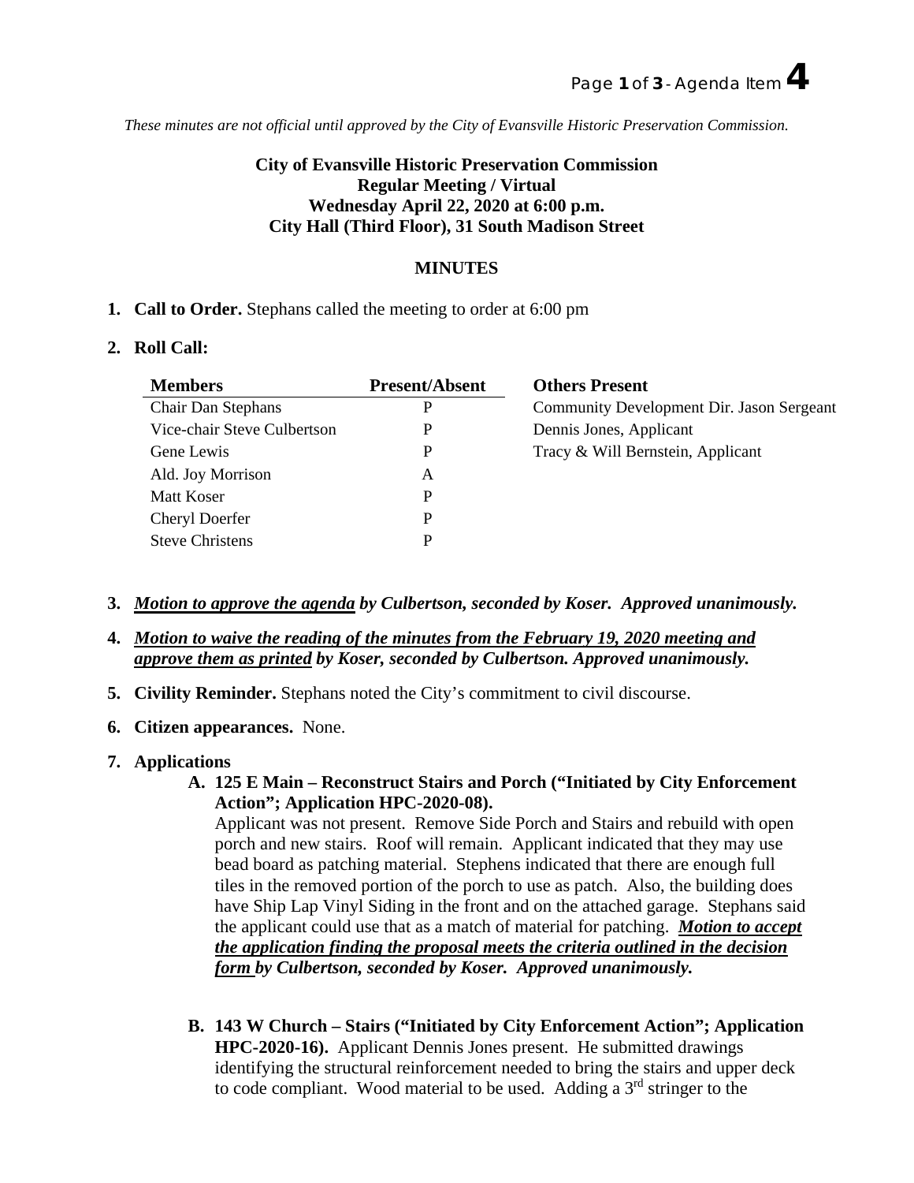*These minutes are not official until approved by the City of Evansville Historic Preservation Commission.*

**City of Evansville Historic Preservation Commission**
**Regular Meeting / Virtual**
**Wednesday April 22, 2020 at 6:00 p.m.**
**City Hall (Third Floor), 31 South Madison Street**

**MINUTES**

1. **Call to Order.** Stephans called the meeting to order at 6:00 pm

2. **Roll Call:**

| Members | Present/Absent | Others Present |
|---|---|---|
| Chair Dan Stephans | P | Community Development Dir. Jason Sergeant |
| Vice-chair Steve Culbertson | P | Dennis Jones, Applicant |
| Gene Lewis | P | Tracy & Will Bernstein, Applicant |
| Ald. Joy Morrison | A | |
| Matt Koser | P | |
| Cheryl Doerfer | P | |
| Steve Christens | P | |

3. ***Motion to approve the agenda** by Culbertson, seconded by Koser. Approved unanimously.*

4. ***Motion to waive the reading of the minutes from the February 19, 2020 meeting and approve them as printed** by Koser, seconded by Culbertson. Approved unanimously.*

5. **Civility Reminder.** Stephans noted the City's commitment to civil discourse.

6. **Citizen appearances.** None.

7. **Applications**

   **A. 125 E Main – Reconstruct Stairs and Porch ("Initiated by City Enforcement Action"; Application HPC-2020-08).**
   Applicant was not present. Remove Side Porch and Stairs and rebuild with open porch and new stairs. Roof will remain. Applicant indicated that they may use bead board as patching material. Stephens indicated that there are enough full tiles in the removed portion of the porch to use as patch. Also, the building does have Ship Lap Vinyl Siding in the front and on the attached garage. Stephans said the applicant could use that as a match of material for patching. ***Motion to accept the application finding the proposal meets the criteria outlined in the decision form** by Culbertson, seconded by Koser. Approved unanimously.*

   **B. 143 W Church – Stairs ("Initiated by City Enforcement Action"; Application HPC-2020-16).** Applicant Dennis Jones present. He submitted drawings identifying the structural reinforcement needed to bring the stairs and upper deck to code compliant. Wood material to be used. Adding a 3rd stringer to the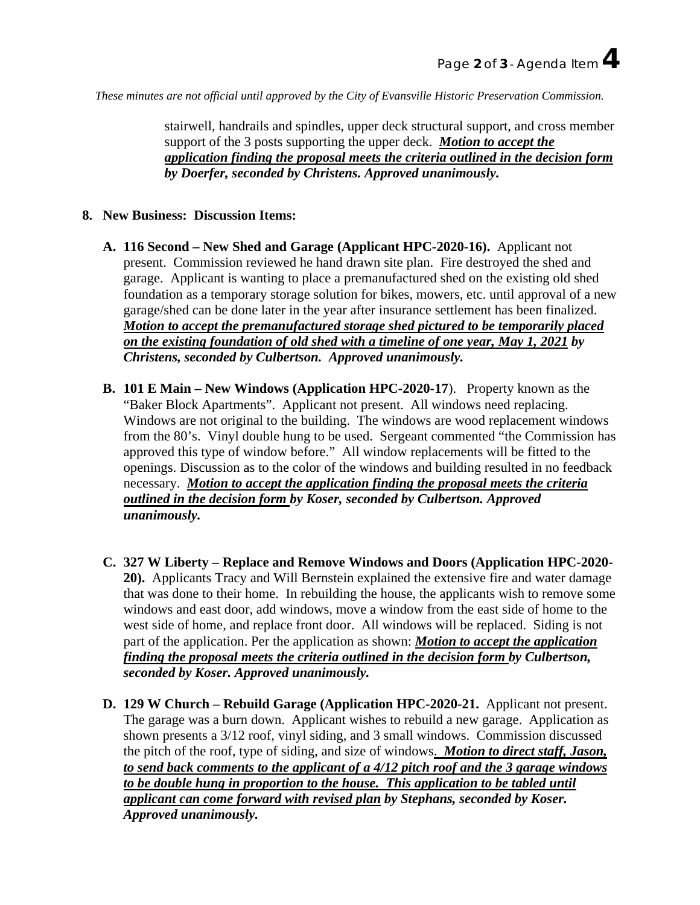*These minutes are not official until approved by the City of Evansville Historic Preservation Commission.*

stairwell, handrails and spindles, upper deck structural support, and cross member support of the 3 posts supporting the upper deck. ***Motion to accept the application finding the proposal meets the criteria outlined in the decision form by Doerfer, seconded by Christens. Approved unanimously.***

**8. New Business: Discussion Items:**

**A. 116 Second – New Shed and Garage (Applicant HPC-2020-16).** Applicant not present. Commission reviewed he hand drawn site plan. Fire destroyed the shed and garage. Applicant is wanting to place a premanufactured shed on the existing old shed foundation as a temporary storage solution for bikes, mowers, etc. until approval of a new garage/shed can be done later in the year after insurance settlement has been finalized. ***Motion to accept the premanufactured storage shed pictured to be temporarily placed on the existing foundation of old shed with a timeline of one year, May 1, 2021 by Christens, seconded by Culbertson. Approved unanimously.***

**B. 101 E Main – New Windows (Application HPC-2020-17**). Property known as the "Baker Block Apartments". Applicant not present. All windows need replacing. Windows are not original to the building. The windows are wood replacement windows from the 80's. Vinyl double hung to be used. Sergeant commented "the Commission has approved this type of window before." All window replacements will be fitted to the openings. Discussion as to the color of the windows and building resulted in no feedback necessary. ***Motion to accept the application finding the proposal meets the criteria outlined in the decision form by Koser, seconded by Culbertson. Approved unanimously.***

**C. 327 W Liberty – Replace and Remove Windows and Doors (Application HPC-2020-20).** Applicants Tracy and Will Bernstein explained the extensive fire and water damage that was done to their home. In rebuilding the house, the applicants wish to remove some windows and east door, add windows, move a window from the east side of home to the west side of home, and replace front door. All windows will be replaced. Siding is not part of the application. Per the application as shown: ***Motion to accept the application finding the proposal meets the criteria outlined in the decision form by Culbertson, seconded by Koser. Approved unanimously.***

**D. 129 W Church – Rebuild Garage (Application HPC-2020-21.** Applicant not present. The garage was a burn down. Applicant wishes to rebuild a new garage. Application as shown presents a 3/12 roof, vinyl siding, and 3 small windows. Commission discussed the pitch of the roof, type of siding, and size of windows. ***Motion to direct staff, Jason, to send back comments to the applicant of a 4/12 pitch roof and the 3 garage windows to be double hung in proportion to the house. This application to be tabled until applicant can come forward with revised plan by Stephans, seconded by Koser. Approved unanimously.***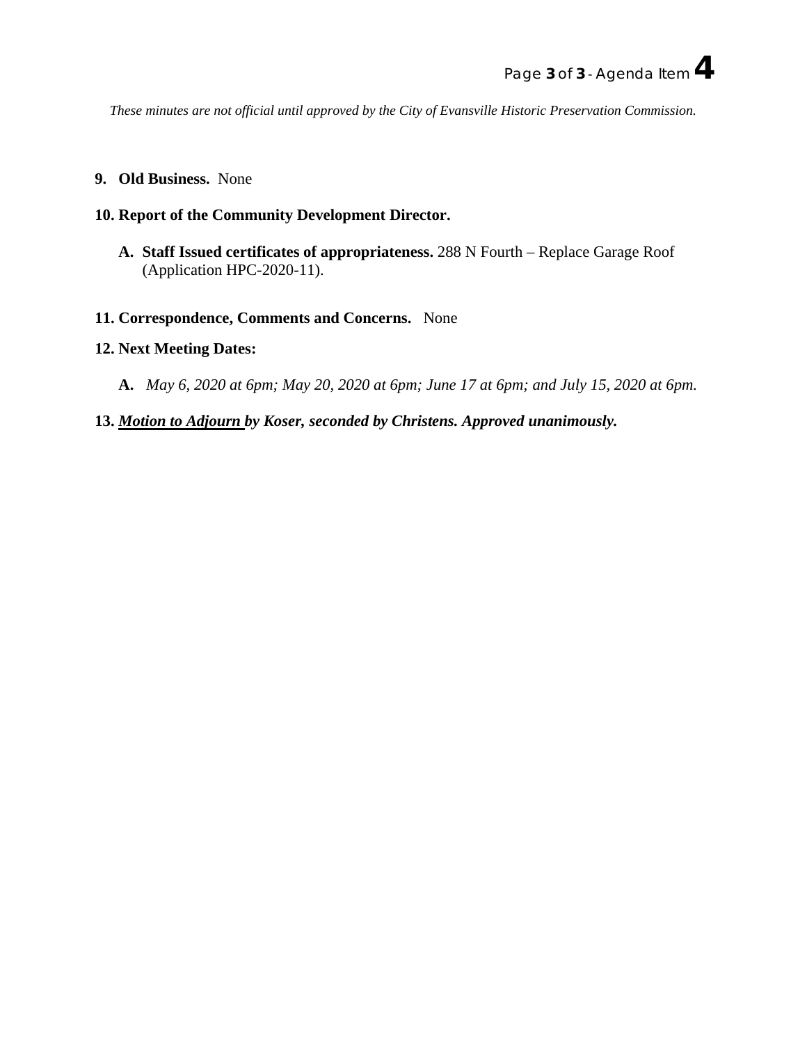*These minutes are not official until approved by the City of Evansville Historic Preservation Commission.*

9. **Old Business.** None

10. **Report of the Community Development Director.**

    A. **Staff Issued certificates of appropriateness.** 288 N Fourth – Replace Garage Roof (Application HPC-2020-11).

11. **Correspondence, Comments and Concerns.** None

12. **Next Meeting Dates:**

    A. *May 6, 2020 at 6pm; May 20, 2020 at 6pm; June 17 at 6pm; and July 15, 2020 at 6pm.*

13. ***Motion to Adjourn by Koser, seconded by Christens. Approved unanimously.***